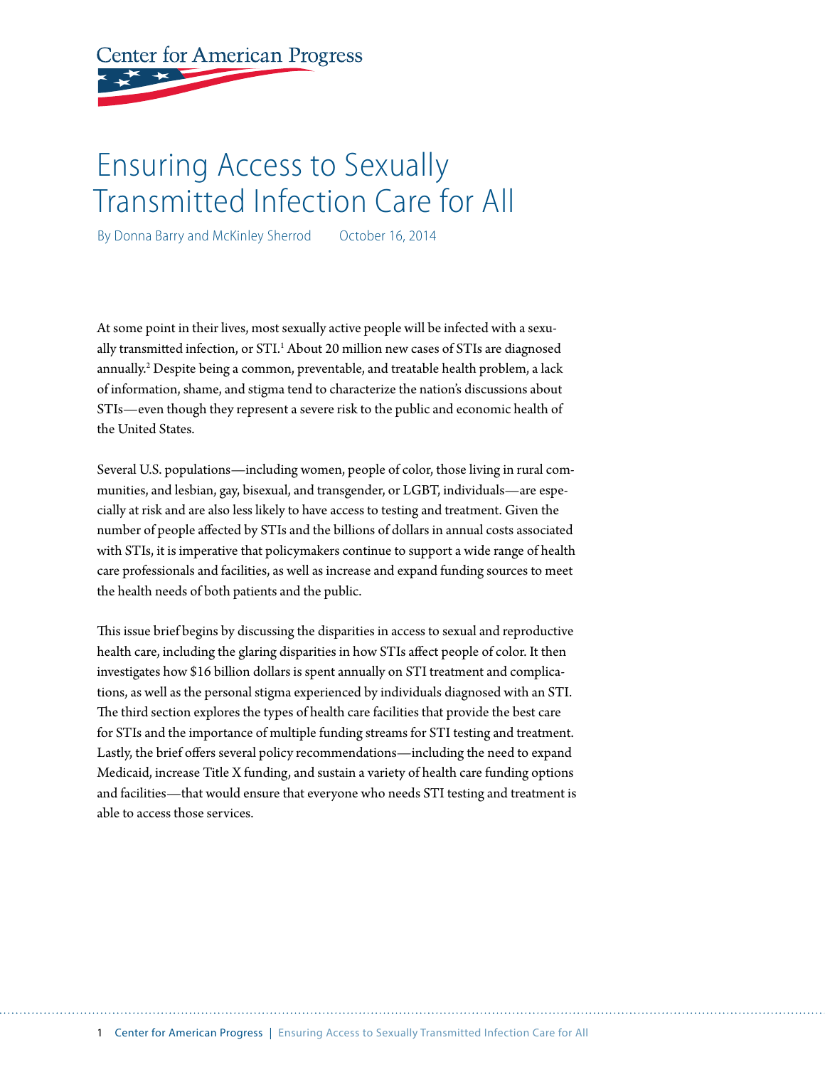Center for American Progress

# Ensuring Access to Sexually Transmitted Infection Care for All

By Donna Barry and McKinley Sherrod October 16, 2014

At some point in their lives, most sexually active people will be infected with a sexually transmitted infection, or STI.[1] About 20 million new cases of STIs are diagnosed annually.[2] Despite being a common, preventable, and treatable health problem, a lack of information, shame, and stigma tend to characterize the nation's discussions about STIs—even though they represent a severe risk to the public and economic health of the United States.

Several U.S. populations—including women, people of color, those living in rural communities, and lesbian, gay, bisexual, and transgender, or LGBT, individuals—are especially at risk and are also less likely to have access to testing and treatment. Given the number of people affected by STIs and the billions of dollars in annual costs associated with STIs, it is imperative that policymakers continue to support a wide range of health care professionals and facilities, as well as increase and expand funding sources to meet the health needs of both patients and the public.

This issue brief begins by discussing the disparities in access to sexual and reproductive health care, including the glaring disparities in how STIs affect people of color. It then investigates how $16 billion dollars is spent annually on STI treatment and complications, as well as the personal stigma experienced by individuals diagnosed with an STI. The third section explores the types of health care facilities that provide the best care for STIs and the importance of multiple funding streams for STI testing and treatment. Lastly, the brief offers several policy recommendations—including the need to expand Medicaid, increase Title X funding, and sustain a variety of health care funding options and facilities—that would ensure that everyone who needs STI testing and treatment is able to access those services.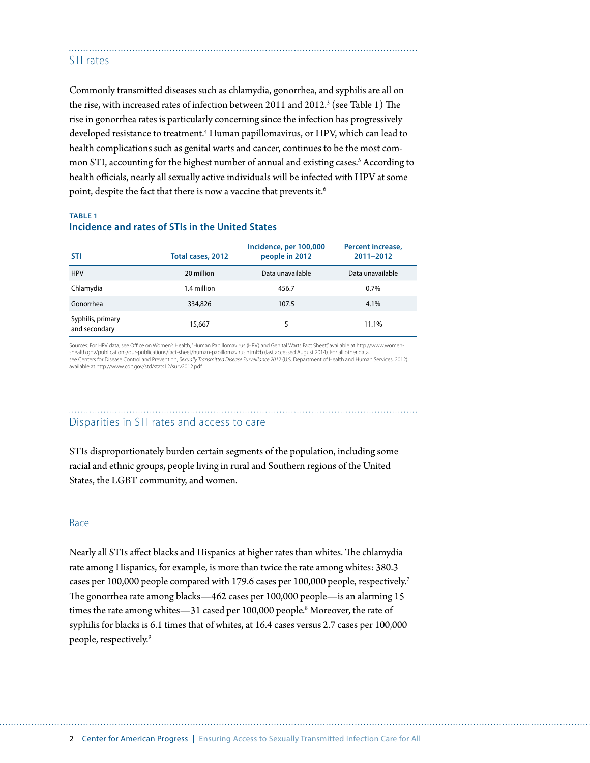## STI rates

Commonly transmitted diseases such as chlamydia, gonorrhea, and syphilis are all on the rise, with increased rates of infection between 2011 and 2012.[3] (see Table 1) The rise in gonorrhea rates is particularly concerning since the infection has progressively developed resistance to treatment.[4] Human papillomavirus, or HPV, which can lead to health complications such as genital warts and cancer, continues to be the most common STI, accounting for the highest number of annual and existing cases.[5] According to health officials, nearly all sexually active individuals will be infected with HPV at some point, despite the fact that there is now a vaccine that prevents it.[6]

**TABLE 1**
**Incidence and rates of STIs in the United States**

| STI | Total cases, 2012 | Incidence, per 100,000 people in 2012 | Percent increase, 2011–2012 |
|---|---|---|---|
| HPV | 20 million | Data unavailable | Data unavailable |
| Chlamydia | 1.4 million | 456.7 | 0.7% |
| Gonorrhea | 334,826 | 107.5 | 4.1% |
| Syphilis, primary and secondary | 15,667 | 5 | 11.1% |

Sources: For HPV data, see Office on Women's Health, "Human Papillomavirus (HPV) and Genital Warts Fact Sheet," available at http://www.womenshealth.gov/publications/our-publications/fact-sheet/human-papillomavirus.html#b (last accessed August 2014). For all other data, see Centers for Disease Control and Prevention, *Sexually Transmitted Disease Surveillance 2012* (U.S. Department of Health and Human Services, 2012), available at http://www.cdc.gov/std/stats12/surv2012.pdf.

## Disparities in STI rates and access to care

STIs disproportionately burden certain segments of the population, including some racial and ethnic groups, people living in rural and Southern regions of the United States, the LGBT community, and women.

### Race

Nearly all STIs affect blacks and Hispanics at higher rates than whites. The chlamydia rate among Hispanics, for example, is more than twice the rate among whites: 380.3 cases per 100,000 people compared with 179.6 cases per 100,000 people, respectively.[7] The gonorrhea rate among blacks—462 cases per 100,000 people—is an alarming 15 times the rate among whites—31 cased per 100,000 people.[8] Moreover, the rate of syphilis for blacks is 6.1 times that of whites, at 16.4 cases versus 2.7 cases per 100,000 people, respectively.[9]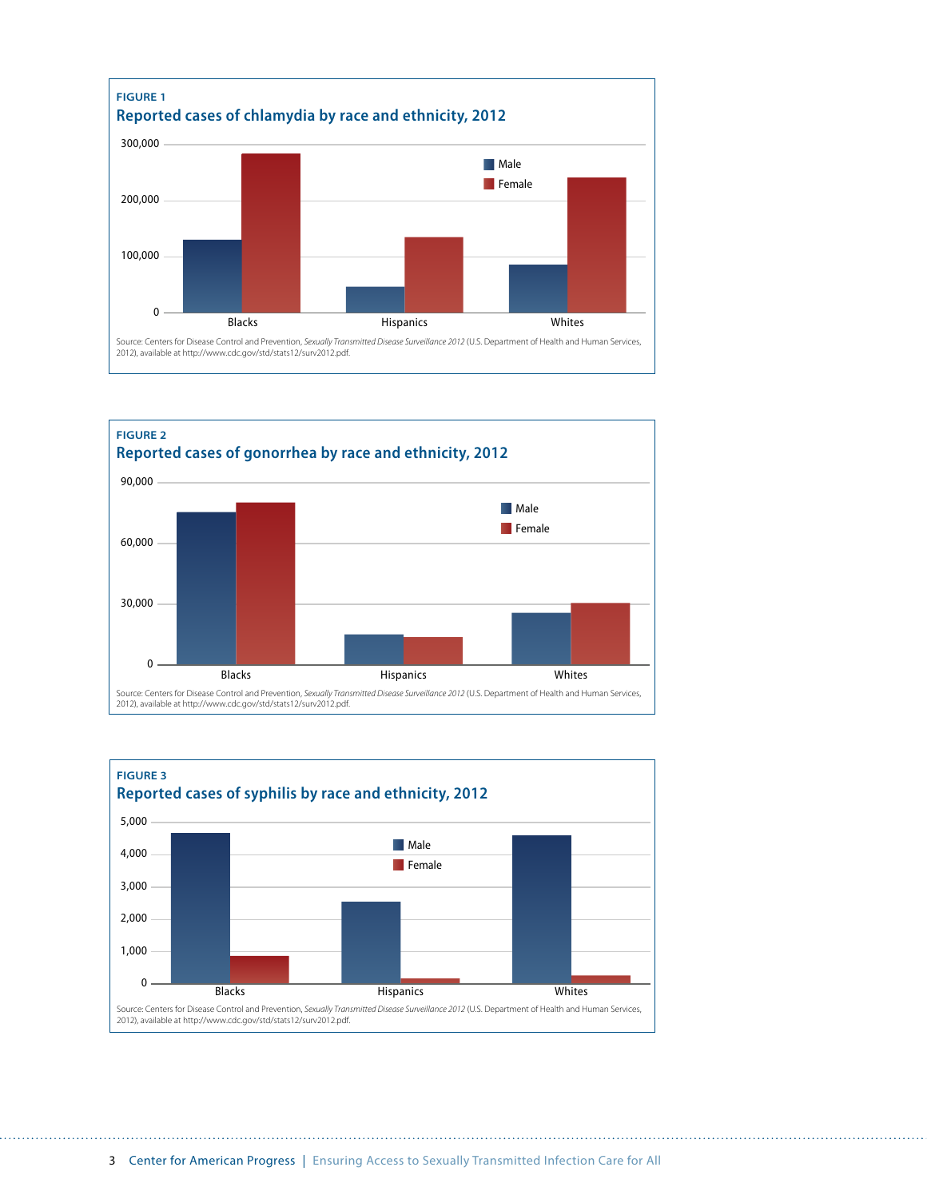**FIGURE 1**

**Reported cases of chlamydia by race and ethnicity, 2012**

Source: Centers for Disease Control and Prevention, *Sexually Transmitted Disease Surveillance 2012* (U.S. Department of Health and Human Services, 2012), available at http://www.cdc.gov/std/stats12/surv2012.pdf.

**FIGURE 2**

**Reported cases of gonorrhea by race and ethnicity, 2012**

Source: Centers for Disease Control and Prevention, *Sexually Transmitted Disease Surveillance 2012* (U.S. Department of Health and Human Services, 2012), available at http://www.cdc.gov/std/stats12/surv2012.pdf.

**FIGURE 3**

**Reported cases of syphilis by race and ethnicity, 2012**

Source: Centers for Disease Control and Prevention, *Sexually Transmitted Disease Surveillance 2012* (U.S. Department of Health and Human Services, 2012), available at http://www.cdc.gov/std/stats12/surv2012.pdf.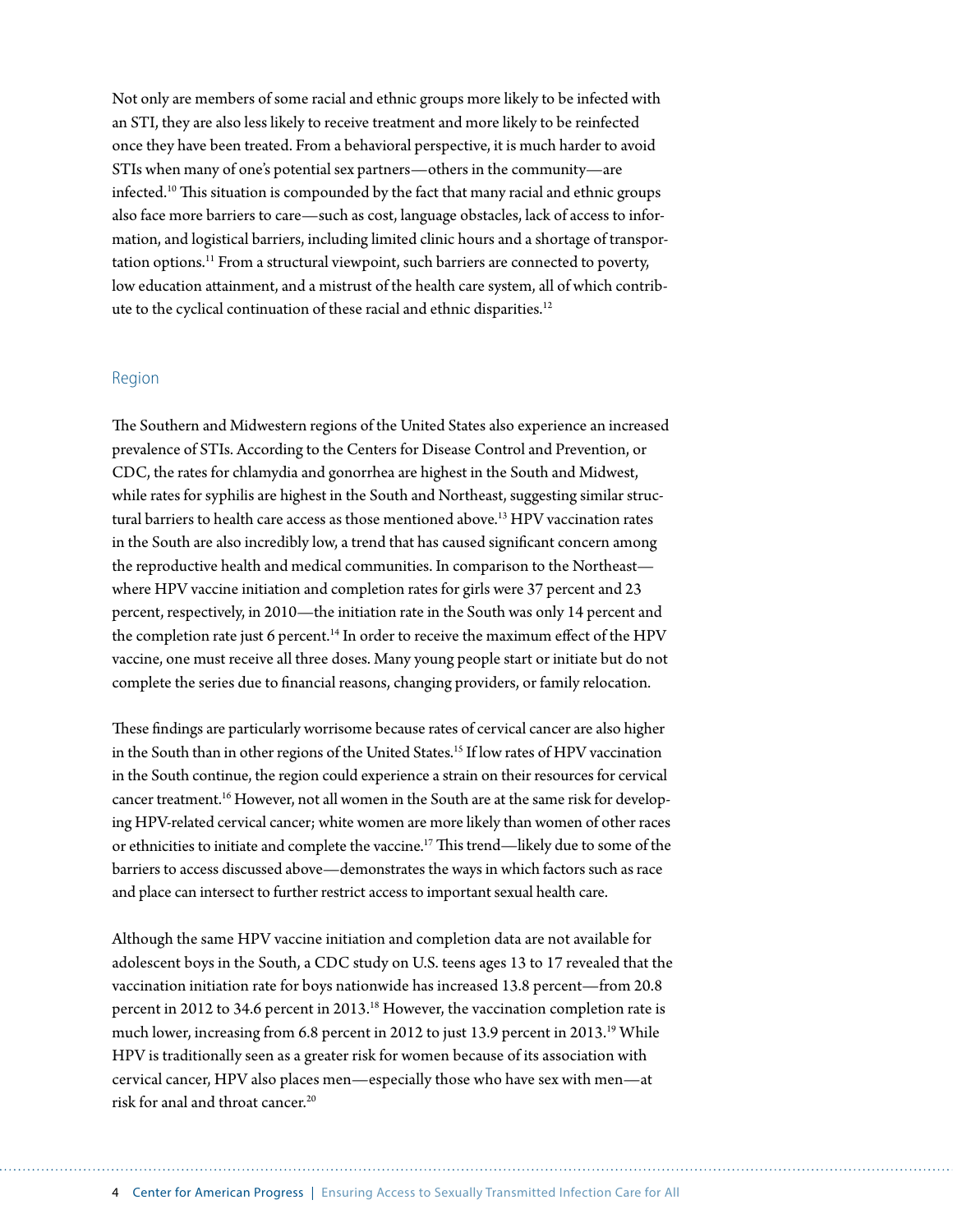Not only are members of some racial and ethnic groups more likely to be infected with an STI, they are also less likely to receive treatment and more likely to be reinfected once they have been treated. From a behavioral perspective, it is much harder to avoid STIs when many of one's potential sex partners—others in the community—are infected.[10] This situation is compounded by the fact that many racial and ethnic groups also face more barriers to care—such as cost, language obstacles, lack of access to information, and logistical barriers, including limited clinic hours and a shortage of transportation options.[11] From a structural viewpoint, such barriers are connected to poverty, low education attainment, and a mistrust of the health care system, all of which contribute to the cyclical continuation of these racial and ethnic disparities.[12]

## Region

The Southern and Midwestern regions of the United States also experience an increased prevalence of STIs. According to the Centers for Disease Control and Prevention, or CDC, the rates for chlamydia and gonorrhea are highest in the South and Midwest, while rates for syphilis are highest in the South and Northeast, suggesting similar structural barriers to health care access as those mentioned above.[13] HPV vaccination rates in the South are also incredibly low, a trend that has caused significant concern among the reproductive health and medical communities. In comparison to the Northeast—where HPV vaccine initiation and completion rates for girls were 37 percent and 23 percent, respectively, in 2010—the initiation rate in the South was only 14 percent and the completion rate just 6 percent.[14] In order to receive the maximum effect of the HPV vaccine, one must receive all three doses. Many young people start or initiate but do not complete the series due to financial reasons, changing providers, or family relocation.

These findings are particularly worrisome because rates of cervical cancer are also higher in the South than in other regions of the United States.[15] If low rates of HPV vaccination in the South continue, the region could experience a strain on their resources for cervical cancer treatment.[16] However, not all women in the South are at the same risk for developing HPV-related cervical cancer; white women are more likely than women of other races or ethnicities to initiate and complete the vaccine.[17] This trend—likely due to some of the barriers to access discussed above—demonstrates the ways in which factors such as race and place can intersect to further restrict access to important sexual health care.

Although the same HPV vaccine initiation and completion data are not available for adolescent boys in the South, a CDC study on U.S. teens ages 13 to 17 revealed that the vaccination initiation rate for boys nationwide has increased 13.8 percent—from 20.8 percent in 2012 to 34.6 percent in 2013.[18] However, the vaccination completion rate is much lower, increasing from 6.8 percent in 2012 to just 13.9 percent in 2013.[19] While HPV is traditionally seen as a greater risk for women because of its association with cervical cancer, HPV also places men—especially those who have sex with men—at risk for anal and throat cancer.[20]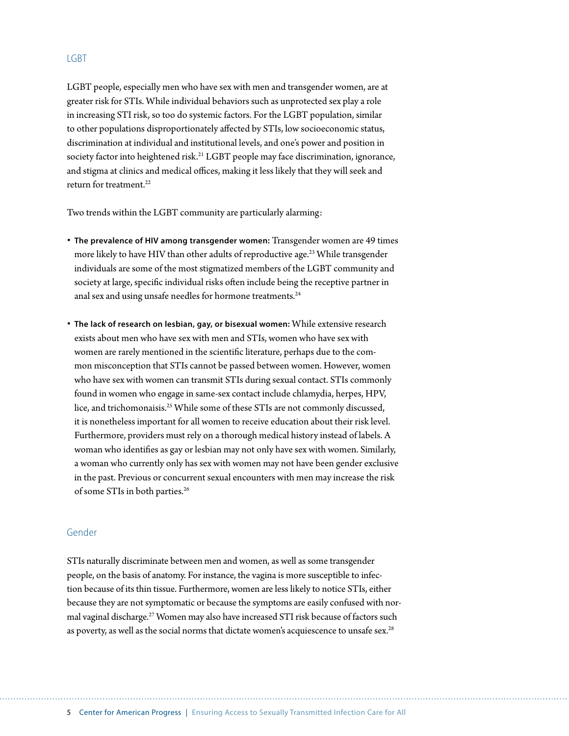## LGBT

LGBT people, especially men who have sex with men and transgender women, are at greater risk for STIs. While individual behaviors such as unprotected sex play a role in increasing STI risk, so too do systemic factors. For the LGBT population, similar to other populations disproportionately affected by STIs, low socioeconomic status, discrimination at individual and institutional levels, and one's power and position in society factor into heightened risk.[21] LGBT people may face discrimination, ignorance, and stigma at clinics and medical offices, making it less likely that they will seek and return for treatment.[22]

Two trends within the LGBT community are particularly alarming:

- **The prevalence of HIV among transgender women:** Transgender women are 49 times more likely to have HIV than other adults of reproductive age.[23] While transgender individuals are some of the most stigmatized members of the LGBT community and society at large, specific individual risks often include being the receptive partner in anal sex and using unsafe needles for hormone treatments.[24]
- **The lack of research on lesbian, gay, or bisexual women:** While extensive research exists about men who have sex with men and STIs, women who have sex with women are rarely mentioned in the scientific literature, perhaps due to the common misconception that STIs cannot be passed between women. However, women who have sex with women can transmit STIs during sexual contact. STIs commonly found in women who engage in same-sex contact include chlamydia, herpes, HPV, lice, and trichomonaisis.[25] While some of these STIs are not commonly discussed, it is nonetheless important for all women to receive education about their risk level. Furthermore, providers must rely on a thorough medical history instead of labels. A woman who identifies as gay or lesbian may not only have sex with women. Similarly, a woman who currently only has sex with women may not have been gender exclusive in the past. Previous or concurrent sexual encounters with men may increase the risk of some STIs in both parties.[26]

## Gender

STIs naturally discriminate between men and women, as well as some transgender people, on the basis of anatomy. For instance, the vagina is more susceptible to infection because of its thin tissue. Furthermore, women are less likely to notice STIs, either because they are not symptomatic or because the symptoms are easily confused with normal vaginal discharge.[27] Women may also have increased STI risk because of factors such as poverty, as well as the social norms that dictate women's acquiescence to unsafe sex.[28]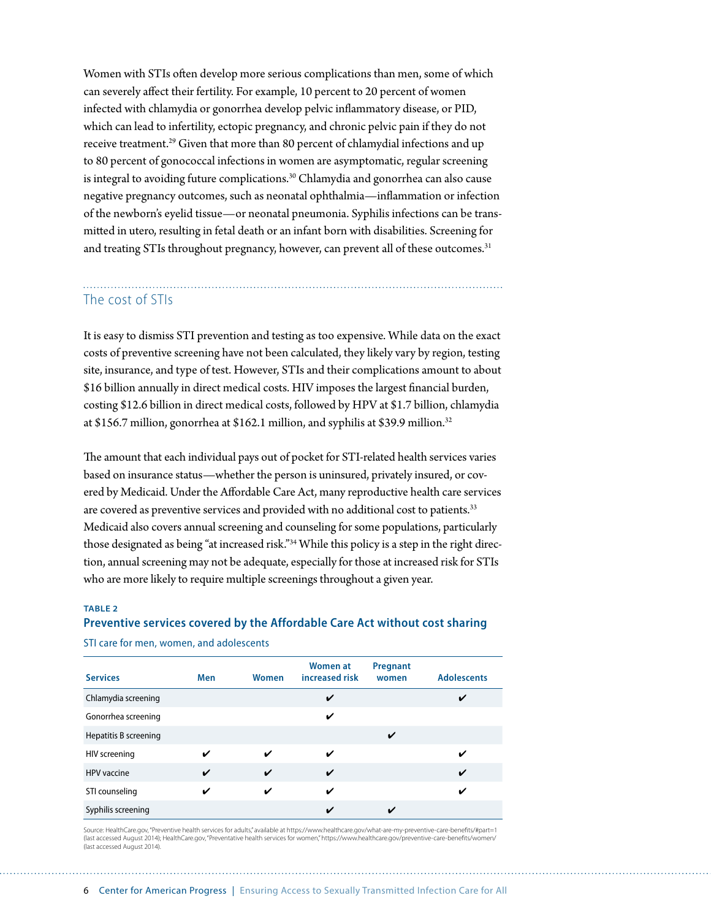Women with STIs often develop more serious complications than men, some of which can severely affect their fertility. For example, 10 percent to 20 percent of women infected with chlamydia or gonorrhea develop pelvic inflammatory disease, or PID, which can lead to infertility, ectopic pregnancy, and chronic pelvic pain if they do not receive treatment.[29] Given that more than 80 percent of chlamydial infections and up to 80 percent of gonococcal infections in women are asymptomatic, regular screening is integral to avoiding future complications.[30] Chlamydia and gonorrhea can also cause negative pregnancy outcomes, such as neonatal ophthalmia—inflammation or infection of the newborn's eyelid tissue—or neonatal pneumonia. Syphilis infections can be transmitted in utero, resulting in fetal death or an infant born with disabilities. Screening for and treating STIs throughout pregnancy, however, can prevent all of these outcomes.[31]

## The cost of STIs

It is easy to dismiss STI prevention and testing as too expensive. While data on the exact costs of preventive screening have not been calculated, they likely vary by region, testing site, insurance, and type of test. However, STIs and their complications amount to about $16 billion annually in direct medical costs. HIV imposes the largest financial burden, costing $12.6 billion in direct medical costs, followed by HPV at $1.7 billion, chlamydia at $156.7 million, gonorrhea at $162.1 million, and syphilis at $39.9 million.[32]

The amount that each individual pays out of pocket for STI-related health services varies based on insurance status—whether the person is uninsured, privately insured, or covered by Medicaid. Under the Affordable Care Act, many reproductive health care services are covered as preventive services and provided with no additional cost to patients.[33] Medicaid also covers annual screening and counseling for some populations, particularly those designated as being "at increased risk."[34] While this policy is a step in the right direction, annual screening may not be adequate, especially for those at increased risk for STIs who are more likely to require multiple screenings throughout a given year.

**TABLE 2**

**Preventive services covered by the Affordable Care Act without cost sharing**

STI care for men, women, and adolescents

| Services | Men | Women | Women at increased risk | Pregnant women | Adolescents |
|---|---|---|---|---|---|
| Chlamydia screening | | | ✔ | | ✔ |
| Gonorrhea screening | | | ✔ | | |
| Hepatitis B screening | | | | ✔ | |
| HIV screening | ✔ | ✔ | ✔ | | ✔ |
| HPV vaccine | ✔ | ✔ | ✔ | | ✔ |
| STI counseling | ✔ | ✔ | ✔ | | ✔ |
| Syphilis screening | | | ✔ | ✔ | |

Source: HealthCare.gov, "Preventive health services for adults," available at https://www.healthcare.gov/what-are-my-preventive-care-benefits/#part=1 (last accessed August 2014); HealthCare.gov, "Preventative health services for women," https://www.healthcare.gov/preventive-care-benefits/women/ (last accessed August 2014).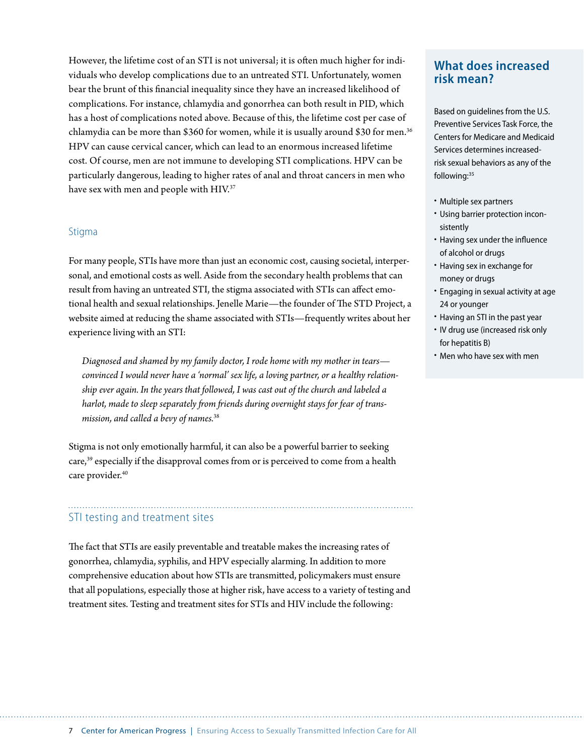However, the lifetime cost of an STI is not universal; it is often much higher for individuals who develop complications due to an untreated STI. Unfortunately, women bear the brunt of this financial inequality since they have an increased likelihood of complications. For instance, chlamydia and gonorrhea can both result in PID, which has a host of complications noted above. Because of this, the lifetime cost per case of chlamydia can be more than $360 for women, while it is usually around $30 for men.[36] HPV can cause cervical cancer, which can lead to an enormous increased lifetime cost. Of course, men are not immune to developing STI complications. HPV can be particularly dangerous, leading to higher rates of anal and throat cancers in men who have sex with men and people with HIV.[37]

### Stigma

For many people, STIs have more than just an economic cost, causing societal, interpersonal, and emotional costs as well. Aside from the secondary health problems that can result from having an untreated STI, the stigma associated with STIs can affect emotional health and sexual relationships. Jenelle Marie—the founder of The STD Project, a website aimed at reducing the shame associated with STIs—frequently writes about her experience living with an STI:

> *Diagnosed and shamed by my family doctor, I rode home with my mother in tears—convinced I would never have a 'normal' sex life, a loving partner, or a healthy relationship ever again. In the years that followed, I was cast out of the church and labeled a harlot, made to sleep separately from friends during overnight stays for fear of transmission, and called a bevy of names.*[38]

Stigma is not only emotionally harmful, it can also be a powerful barrier to seeking care,[39] especially if the disapproval comes from or is perceived to come from a health care provider.[40]

## What does increased risk mean?

Based on guidelines from the U.S. Preventive Services Task Force, the Centers for Medicare and Medicaid Services determines increased-risk sexual behaviors as any of the following:[35]

- Multiple sex partners
- Using barrier protection inconsistently
- Having sex under the influence of alcohol or drugs
- Having sex in exchange for money or drugs
- Engaging in sexual activity at age 24 or younger
- Having an STI in the past year
- IV drug use (increased risk only for hepatitis B)
- Men who have sex with men

## STI testing and treatment sites

The fact that STIs are easily preventable and treatable makes the increasing rates of gonorrhea, chlamydia, syphilis, and HPV especially alarming. In addition to more comprehensive education about how STIs are transmitted, policymakers must ensure that all populations, especially those at higher risk, have access to a variety of testing and treatment sites. Testing and treatment sites for STIs and HIV include the following: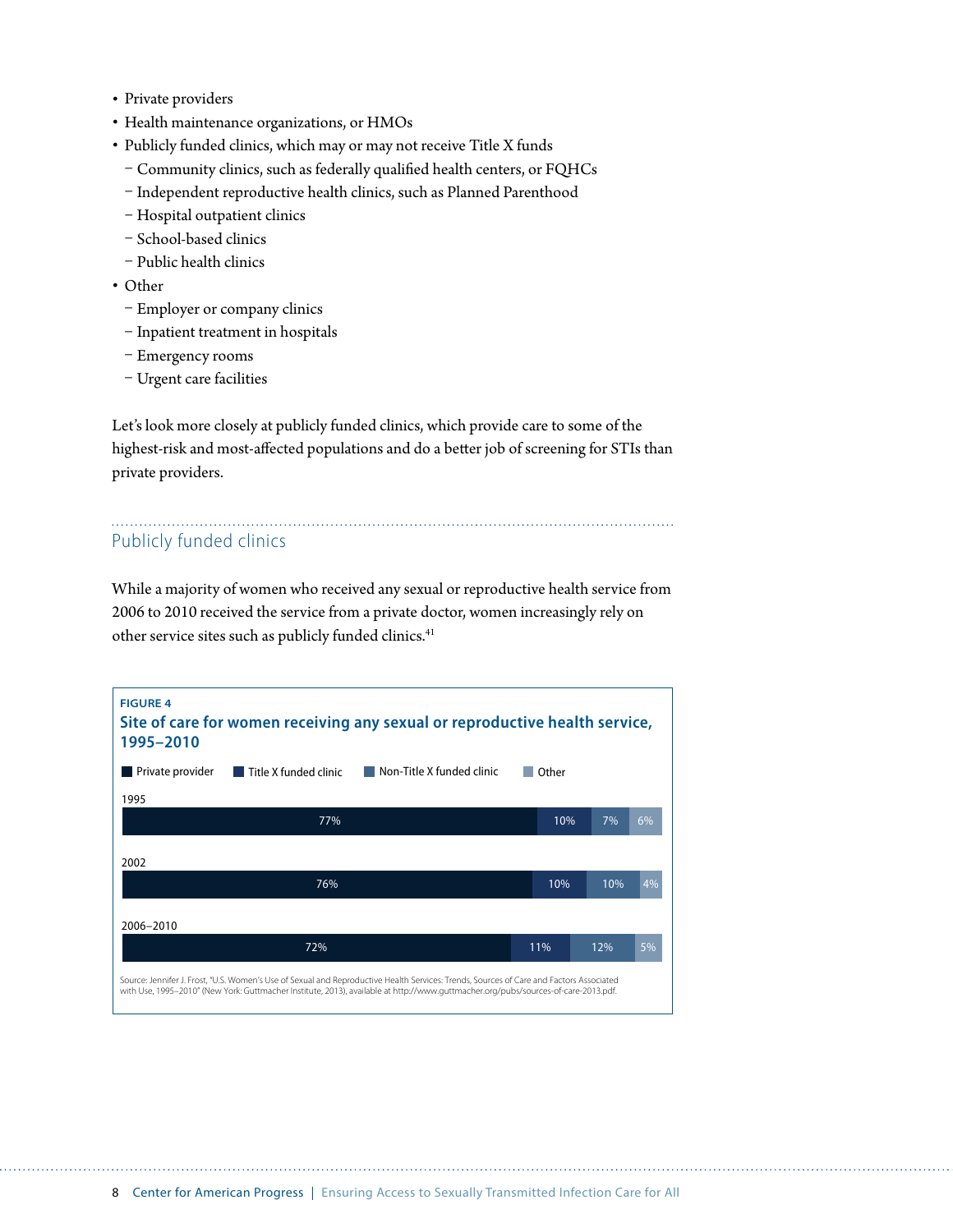- Private providers
- Health maintenance organizations, or HMOs
- Publicly funded clinics, which may or may not receive Title X funds
  - Community clinics, such as federally qualified health centers, or FQHCs
  - Independent reproductive health clinics, such as Planned Parenthood
  - Hospital outpatient clinics
  - School-based clinics
  - Public health clinics
- Other
  - Employer or company clinics
  - Inpatient treatment in hospitals
  - Emergency rooms
  - Urgent care facilities

Let's look more closely at publicly funded clinics, which provide care to some of the highest-risk and most-affected populations and do a better job of screening for STIs than private providers.

## Publicly funded clinics

While a majority of women who received any sexual or reproductive health service from 2006 to 2010 received the service from a private doctor, women increasingly rely on other service sites such as publicly funded clinics.[41]

**FIGURE 4**

**Site of care for women receiving any sexual or reproductive health service, 1995–2010**

| Year | Private provider | Title X funded clinic | Non-Title X funded clinic | Other |
|---|---|---|---|---|
| 1995 | 77% | 10% | 7% | 6% |
| 2002 | 76% | 10% | 10% | 4% |
| 2006–2010 | 72% | 11% | 12% | 5% |

Source: Jennifer J. Frost, "U.S. Women's Use of Sexual and Reproductive Health Services: Trends, Sources of Care and Factors Associated with Use, 1995–2010" (New York: Guttmacher Institute, 2013), available at http://www.guttmacher.org/pubs/sources-of-care-2013.pdf.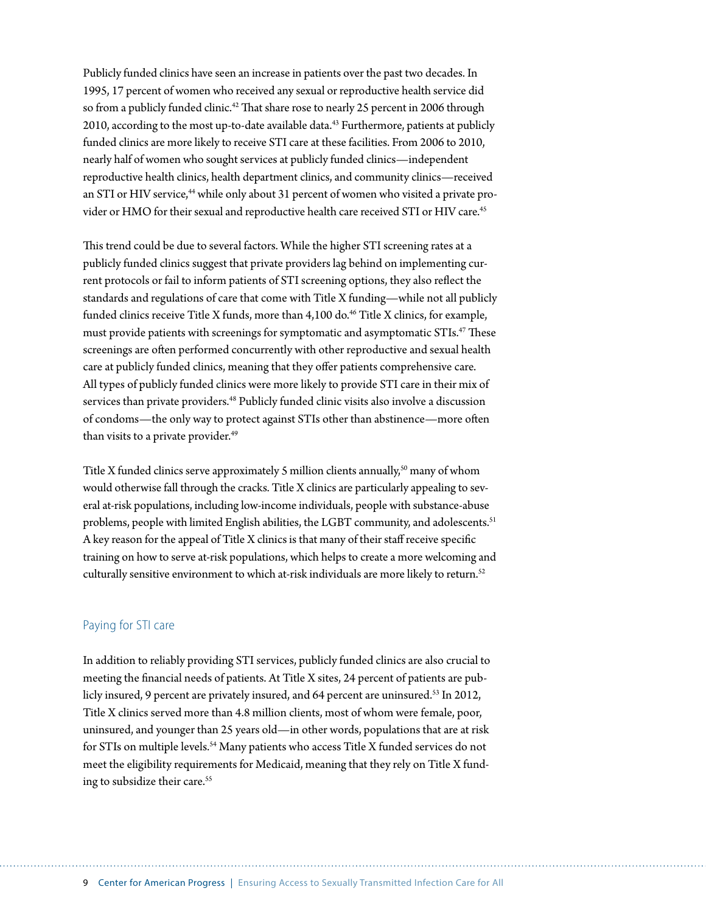Publicly funded clinics have seen an increase in patients over the past two decades. In 1995, 17 percent of women who received any sexual or reproductive health service did so from a publicly funded clinic.[42] That share rose to nearly 25 percent in 2006 through 2010, according to the most up-to-date available data.[43] Furthermore, patients at publicly funded clinics are more likely to receive STI care at these facilities. From 2006 to 2010, nearly half of women who sought services at publicly funded clinics—independent reproductive health clinics, health department clinics, and community clinics—received an STI or HIV service,[44] while only about 31 percent of women who visited a private provider or HMO for their sexual and reproductive health care received STI or HIV care.[45]

This trend could be due to several factors. While the higher STI screening rates at a publicly funded clinics suggest that private providers lag behind on implementing current protocols or fail to inform patients of STI screening options, they also reflect the standards and regulations of care that come with Title X funding—while not all publicly funded clinics receive Title X funds, more than 4,100 do.[46] Title X clinics, for example, must provide patients with screenings for symptomatic and asymptomatic STIs.[47] These screenings are often performed concurrently with other reproductive and sexual health care at publicly funded clinics, meaning that they offer patients comprehensive care. All types of publicly funded clinics were more likely to provide STI care in their mix of services than private providers.[48] Publicly funded clinic visits also involve a discussion of condoms—the only way to protect against STIs other than abstinence—more often than visits to a private provider.[49]

Title X funded clinics serve approximately 5 million clients annually,[50] many of whom would otherwise fall through the cracks. Title X clinics are particularly appealing to several at-risk populations, including low-income individuals, people with substance-abuse problems, people with limited English abilities, the LGBT community, and adolescents.[51] A key reason for the appeal of Title X clinics is that many of their staff receive specific training on how to serve at-risk populations, which helps to create a more welcoming and culturally sensitive environment to which at-risk individuals are more likely to return.[52]

## Paying for STI care

In addition to reliably providing STI services, publicly funded clinics are also crucial to meeting the financial needs of patients. At Title X sites, 24 percent of patients are publicly insured, 9 percent are privately insured, and 64 percent are uninsured.[53] In 2012, Title X clinics served more than 4.8 million clients, most of whom were female, poor, uninsured, and younger than 25 years old—in other words, populations that are at risk for STIs on multiple levels.[54] Many patients who access Title X funded services do not meet the eligibility requirements for Medicaid, meaning that they rely on Title X funding to subsidize their care.[55]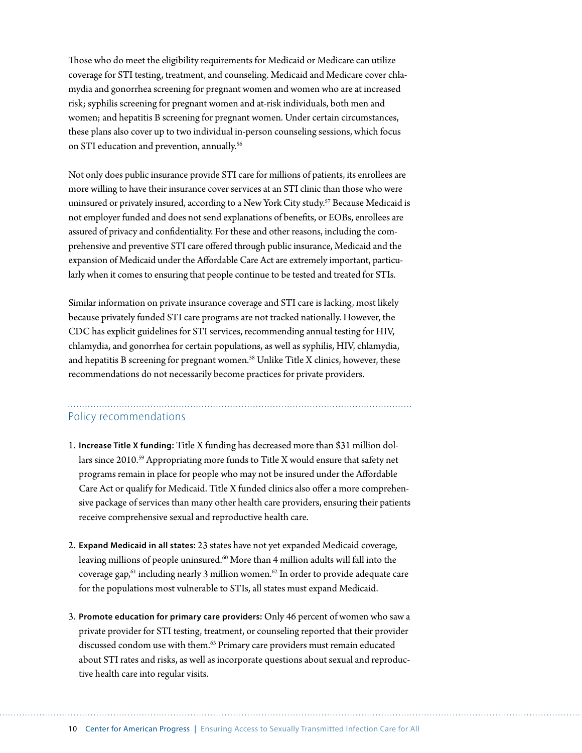Those who do meet the eligibility requirements for Medicaid or Medicare can utilize coverage for STI testing, treatment, and counseling. Medicaid and Medicare cover chlamydia and gonorrhea screening for pregnant women and women who are at increased risk; syphilis screening for pregnant women and at-risk individuals, both men and women; and hepatitis B screening for pregnant women. Under certain circumstances, these plans also cover up to two individual in-person counseling sessions, which focus on STI education and prevention, annually.[56]

Not only does public insurance provide STI care for millions of patients, its enrollees are more willing to have their insurance cover services at an STI clinic than those who were uninsured or privately insured, according to a New York City study.[57] Because Medicaid is not employer funded and does not send explanations of benefits, or EOBs, enrollees are assured of privacy and confidentiality. For these and other reasons, including the comprehensive and preventive STI care offered through public insurance, Medicaid and the expansion of Medicaid under the Affordable Care Act are extremely important, particularly when it comes to ensuring that people continue to be tested and treated for STIs.

Similar information on private insurance coverage and STI care is lacking, most likely because privately funded STI care programs are not tracked nationally. However, the CDC has explicit guidelines for STI services, recommending annual testing for HIV, chlamydia, and gonorrhea for certain populations, as well as syphilis, HIV, chlamydia, and hepatitis B screening for pregnant women.[58] Unlike Title X clinics, however, these recommendations do not necessarily become practices for private providers.

## Policy recommendations

1. **Increase Title X funding:** Title X funding has decreased more than $31 million dollars since 2010.[59] Appropriating more funds to Title X would ensure that safety net programs remain in place for people who may not be insured under the Affordable Care Act or qualify for Medicaid. Title X funded clinics also offer a more comprehensive package of services than many other health care providers, ensuring their patients receive comprehensive sexual and reproductive health care.

2. **Expand Medicaid in all states:** 23 states have not yet expanded Medicaid coverage, leaving millions of people uninsured.[60] More than 4 million adults will fall into the coverage gap,[61] including nearly 3 million women.[62] In order to provide adequate care for the populations most vulnerable to STIs, all states must expand Medicaid.

3. **Promote education for primary care providers:** Only 46 percent of women who saw a private provider for STI testing, treatment, or counseling reported that their provider discussed condom use with them.[63] Primary care providers must remain educated about STI rates and risks, as well as incorporate questions about sexual and reproductive health care into regular visits.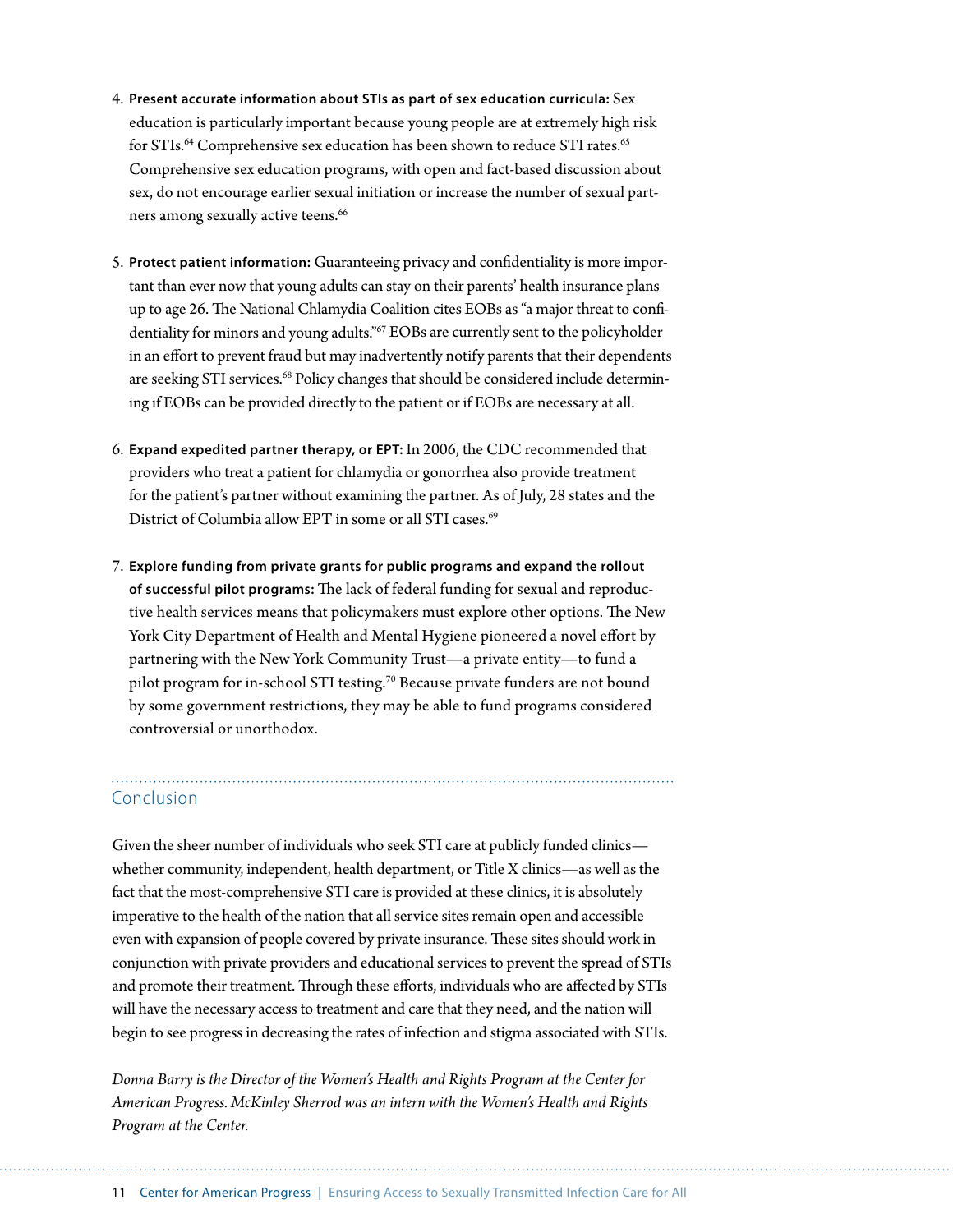4. **Present accurate information about STIs as part of sex education curricula:** Sex education is particularly important because young people are at extremely high risk for STIs.[64] Comprehensive sex education has been shown to reduce STI rates.[65] Comprehensive sex education programs, with open and fact-based discussion about sex, do not encourage earlier sexual initiation or increase the number of sexual partners among sexually active teens.[66]

5. **Protect patient information:** Guaranteeing privacy and confidentiality is more important than ever now that young adults can stay on their parents' health insurance plans up to age 26. The National Chlamydia Coalition cites EOBs as "a major threat to confidentiality for minors and young adults."[67] EOBs are currently sent to the policyholder in an effort to prevent fraud but may inadvertently notify parents that their dependents are seeking STI services.[68] Policy changes that should be considered include determining if EOBs can be provided directly to the patient or if EOBs are necessary at all.

6. **Expand expedited partner therapy, or EPT:** In 2006, the CDC recommended that providers who treat a patient for chlamydia or gonorrhea also provide treatment for the patient's partner without examining the partner. As of July, 28 states and the District of Columbia allow EPT in some or all STI cases.[69]

7. **Explore funding from private grants for public programs and expand the rollout of successful pilot programs:** The lack of federal funding for sexual and reproductive health services means that policymakers must explore other options. The New York City Department of Health and Mental Hygiene pioneered a novel effort by partnering with the New York Community Trust—a private entity—to fund a pilot program for in-school STI testing.[70] Because private funders are not bound by some government restrictions, they may be able to fund programs considered controversial or unorthodox.

## Conclusion

Given the sheer number of individuals who seek STI care at publicly funded clinics—whether community, independent, health department, or Title X clinics—as well as the fact that the most-comprehensive STI care is provided at these clinics, it is absolutely imperative to the health of the nation that all service sites remain open and accessible even with expansion of people covered by private insurance. These sites should work in conjunction with private providers and educational services to prevent the spread of STIs and promote their treatment. Through these efforts, individuals who are affected by STIs will have the necessary access to treatment and care that they need, and the nation will begin to see progress in decreasing the rates of infection and stigma associated with STIs.

*Donna Barry is the Director of the Women's Health and Rights Program at the Center for American Progress. McKinley Sherrod was an intern with the Women's Health and Rights Program at the Center.*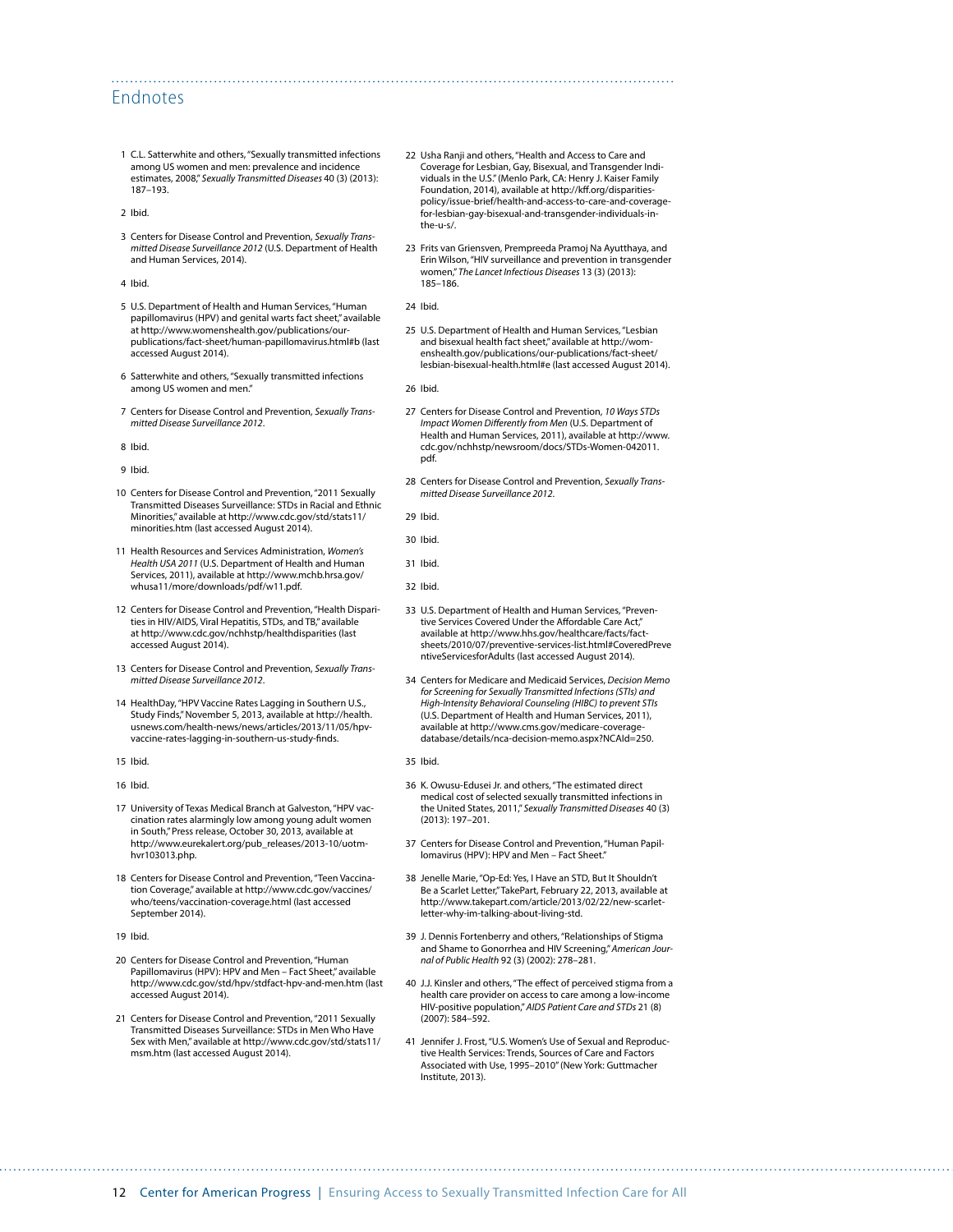# Endnotes

1 C.L. Satterwhite and others, "Sexually transmitted infections among US women and men: prevalence and incidence estimates, 2008," *Sexually Transmitted Diseases* 40 (3) (2013): 187–193.

2 Ibid.

3 Centers for Disease Control and Prevention, *Sexually Transmitted Disease Surveillance 2012* (U.S. Department of Health and Human Services, 2014).

4 Ibid.

5 U.S. Department of Health and Human Services, "Human papillomavirus (HPV) and genital warts fact sheet," available at http://www.womenshealth.gov/publications/our-publications/fact-sheet/human-papillomavirus.html#b (last accessed August 2014).

6 Satterwhite and others, "Sexually transmitted infections among US women and men."

7 Centers for Disease Control and Prevention, *Sexually Transmitted Disease Surveillance 2012*.

8 Ibid.

9 Ibid.

10 Centers for Disease Control and Prevention, "2011 Sexually Transmitted Diseases Surveillance: STDs in Racial and Ethnic Minorities," available at http://www.cdc.gov/std/stats11/minorities.htm (last accessed August 2014).

11 Health Resources and Services Administration, *Women's Health USA 2011* (U.S. Department of Health and Human Services, 2011), available at http://www.mchb.hrsa.gov/whusa11/more/downloads/pdf/w11.pdf.

12 Centers for Disease Control and Prevention, "Health Disparities in HIV/AIDS, Viral Hepatitis, STDs, and TB," available at http://www.cdc.gov/nchhstp/healthdisparities (last accessed August 2014).

13 Centers for Disease Control and Prevention, *Sexually Transmitted Disease Surveillance 2012*.

14 HealthDay, "HPV Vaccine Rates Lagging in Southern U.S., Study Finds," November 5, 2013, available at http://health.usnews.com/health-news/news/articles/2013/11/05/hpv-vaccine-rates-lagging-in-southern-us-study-finds.

15 Ibid.

16 Ibid.

17 University of Texas Medical Branch at Galveston, "HPV vaccination rates alarmingly low among young adult women in South," Press release, October 30, 2013, available at http://www.eurekalert.org/pub_releases/2013-10/uotm-hvr103013.php.

18 Centers for Disease Control and Prevention, "Teen Vaccination Coverage," available at http://www.cdc.gov/vaccines/who/teens/vaccination-coverage.html (last accessed September 2014).

19 Ibid.

20 Centers for Disease Control and Prevention, "Human Papillomavirus (HPV): HPV and Men – Fact Sheet," available http://www.cdc.gov/std/hpv/stdfact-hpv-and-men.htm (last accessed August 2014).

21 Centers for Disease Control and Prevention, "2011 Sexually Transmitted Diseases Surveillance: STDs in Men Who Have Sex with Men," available at http://www.cdc.gov/std/stats11/msm.htm (last accessed August 2014).

22 Usha Ranji and others, "Health and Access to Care and Coverage for Lesbian, Gay, Bisexual, and Transgender Individuals in the U.S." (Menlo Park, CA: Henry J. Kaiser Family Foundation, 2014), available at http://kff.org/disparities-policy/issue-brief/health-and-access-to-care-and-coverage-for-lesbian-gay-bisexual-and-transgender-individuals-in-the-u-s/.

23 Frits van Griensven, Prempreeda Pramoj Na Ayutthaya, and Erin Wilson, "HIV surveillance and prevention in transgender women," *The Lancet Infectious Diseases* 13 (3) (2013): 185–186.

24 Ibid.

25 U.S. Department of Health and Human Services, "Lesbian and bisexual health fact sheet," available at http://womenshealth.gov/publications/our-publications/fact-sheet/lesbian-bisexual-health.html#e (last accessed August 2014).

26 Ibid.

27 Centers for Disease Control and Prevention, *10 Ways STDs Impact Women Differently from Men* (U.S. Department of Health and Human Services, 2011), available at http://www.cdc.gov/nchhstp/newsroom/docs/STDs-Women-042011.pdf.

28 Centers for Disease Control and Prevention, *Sexually Transmitted Disease Surveillance 2012*.

29 Ibid.

30 Ibid.

31 Ibid.

32 Ibid.

33 U.S. Department of Health and Human Services, "Preventive Services Covered Under the Affordable Care Act," available at http://www.hhs.gov/healthcare/facts/factsheets/2010/07/preventive-services-list.html#CoveredPreventiveServicesforAdults (last accessed August 2014).

34 Centers for Medicare and Medicaid Services, *Decision Memo for Screening for Sexually Transmitted Infections (STIs) and High-Intensity Behavioral Counseling (HIBC) to prevent STIs* (U.S. Department of Health and Human Services, 2011), available at http://www.cms.gov/medicare-coverage-database/details/nca-decision-memo.aspx?NCAId=250.

35 Ibid.

36 K. Owusu-Edusei Jr. and others, "The estimated direct medical cost of selected sexually transmitted infections in the United States, 2011," *Sexually Transmitted Diseases* 40 (3) (2013): 197–201.

37 Centers for Disease Control and Prevention, "Human Papillomavirus (HPV): HPV and Men – Fact Sheet."

38 Jenelle Marie, "Op-Ed: Yes, I Have an STD, But It Shouldn't Be a Scarlet Letter," TakePart, February 22, 2013, available at http://www.takepart.com/article/2013/02/22/new-scarlet-letter-why-im-talking-about-living-std.

39 J. Dennis Fortenberry and others, "Relationships of Stigma and Shame to Gonorrhea and HIV Screening," *American Journal of Public Health* 92 (3) (2002): 278–281.

40 J.J. Kinsler and others, "The effect of perceived stigma from a health care provider on access to care among a low-income HIV-positive population," *AIDS Patient Care and STDs* 21 (8) (2007): 584–592.

41 Jennifer J. Frost, "U.S. Women's Use of Sexual and Reproductive Health Services: Trends, Sources of Care and Factors Associated with Use, 1995–2010" (New York: Guttmacher Institute, 2013).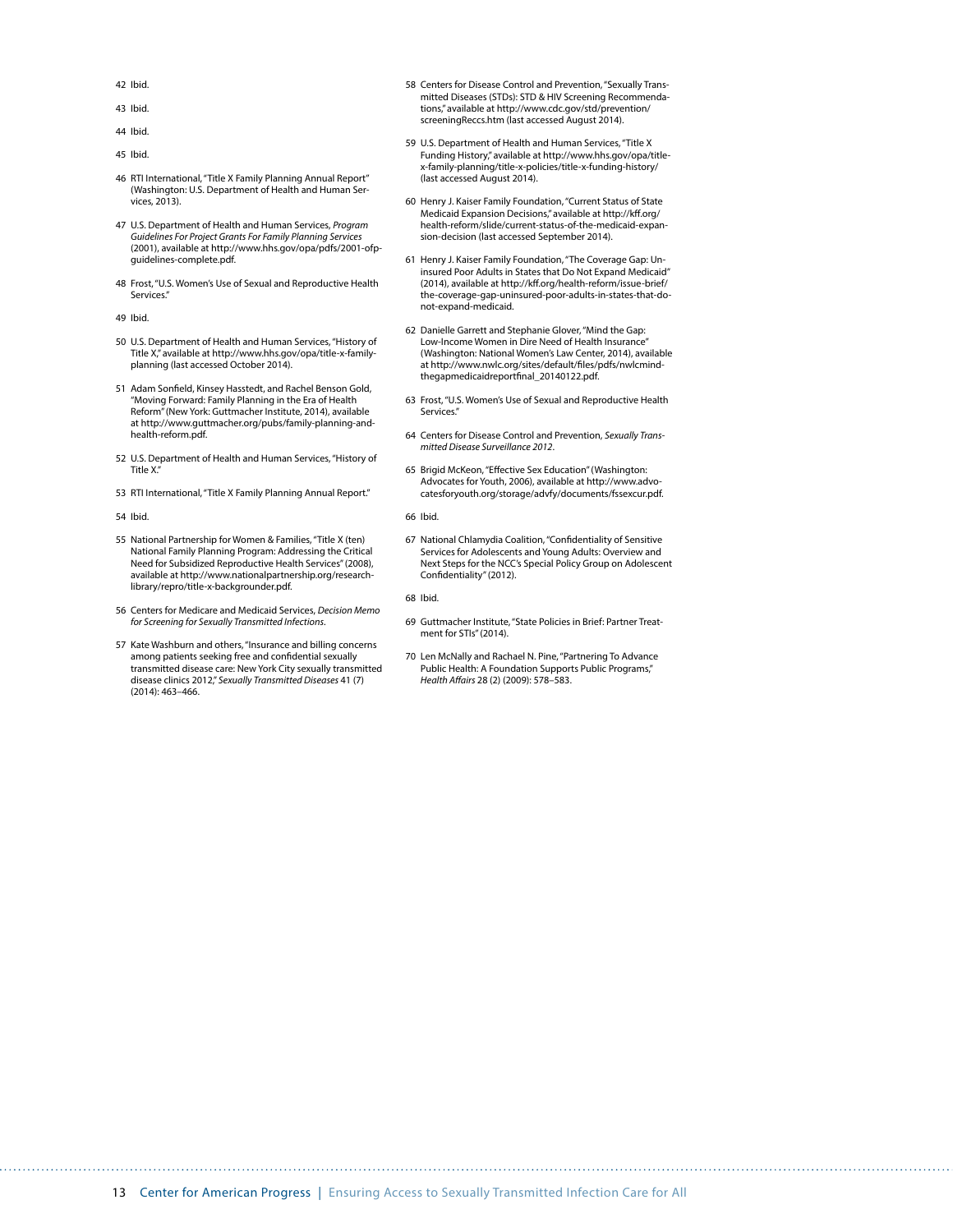42 Ibid.

43 Ibid.

44 Ibid.

45 Ibid.

46 RTI International, "Title X Family Planning Annual Report" (Washington: U.S. Department of Health and Human Services, 2013).

47 U.S. Department of Health and Human Services, *Program Guidelines For Project Grants For Family Planning Services* (2001), available at http://www.hhs.gov/opa/pdfs/2001-ofp-guidelines-complete.pdf.

48 Frost, "U.S. Women's Use of Sexual and Reproductive Health Services."

49 Ibid.

50 U.S. Department of Health and Human Services, "History of Title X," available at http://www.hhs.gov/opa/title-x-family-planning (last accessed October 2014).

51 Adam Sonfield, Kinsey Hasstedt, and Rachel Benson Gold, "Moving Forward: Family Planning in the Era of Health Reform" (New York: Guttmacher Institute, 2014), available at http://www.guttmacher.org/pubs/family-planning-and-health-reform.pdf.

52 U.S. Department of Health and Human Services, "History of Title X."

53 RTI International, "Title X Family Planning Annual Report."

54 Ibid.

55 National Partnership for Women & Families, "Title X (ten) National Family Planning Program: Addressing the Critical Need for Subsidized Reproductive Health Services" (2008), available at http://www.nationalpartnership.org/research-library/repro/title-x-backgrounder.pdf.

56 Centers for Medicare and Medicaid Services, *Decision Memo for Screening for Sexually Transmitted Infections*.

57 Kate Washburn and others, "Insurance and billing concerns among patients seeking free and confidential sexually transmitted disease care: New York City sexually transmitted disease clinics 2012," *Sexually Transmitted Diseases* 41 (7) (2014): 463–466.

58 Centers for Disease Control and Prevention, "Sexually Transmitted Diseases (STDs): STD & HIV Screening Recommendations," available at http://www.cdc.gov/std/prevention/screeningReccs.htm (last accessed August 2014).

59 U.S. Department of Health and Human Services, "Title X Funding History," available at http://www.hhs.gov/opa/title-x-family-planning/title-x-policies/title-x-funding-history/ (last accessed August 2014).

60 Henry J. Kaiser Family Foundation, "Current Status of State Medicaid Expansion Decisions," available at http://kff.org/health-reform/slide/current-status-of-the-medicaid-expansion-decision (last accessed September 2014).

61 Henry J. Kaiser Family Foundation, "The Coverage Gap: Uninsured Poor Adults in States that Do Not Expand Medicaid" (2014), available at http://kff.org/health-reform/issue-brief/the-coverage-gap-uninsured-poor-adults-in-states-that-do-not-expand-medicaid.

62 Danielle Garrett and Stephanie Glover, "Mind the Gap: Low-Income Women in Dire Need of Health Insurance" (Washington: National Women's Law Center, 2014), available at http://www.nwlc.org/sites/default/files/pdfs/nwlcmind-thegapmedicaidreportfinal_20140122.pdf.

63 Frost, "U.S. Women's Use of Sexual and Reproductive Health Services."

64 Centers for Disease Control and Prevention, *Sexually Transmitted Disease Surveillance 2012*.

65 Brigid McKeon, "Effective Sex Education" (Washington: Advocates for Youth, 2006), available at http://www.advocatesforyouth.org/storage/advfy/documents/fssexcur.pdf.

66 Ibid.

67 National Chlamydia Coalition, "Confidentiality of Sensitive Services for Adolescents and Young Adults: Overview and Next Steps for the NCC's Special Policy Group on Adolescent Confidentiality" (2012).

68 Ibid.

69 Guttmacher Institute, "State Policies in Brief: Partner Treatment for STIs" (2014).

70 Len McNally and Rachael N. Pine, "Partnering To Advance Public Health: A Foundation Supports Public Programs," *Health Affairs* 28 (2) (2009): 578–583.